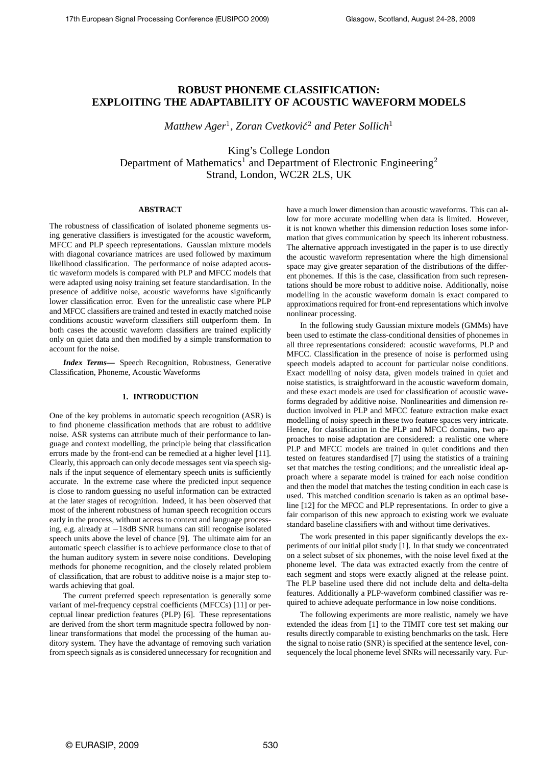# ROBUST PHONEME CLASSIFICATION: EXPLOITING THE ADAPTABILITY OF ACOUSTIC WAVEFORM MODELS

*Matthew Ager*[1], *Zoran Cvetković*[2] *and Peter Sollich*[1]

King's College London
Department of Mathematics[1] and Department of Electronic Engineering[2]
Strand, London, WC2R 2LS, UK

## ABSTRACT

The robustness of classification of isolated phoneme segments using generative classifiers is investigated for the acoustic waveform, MFCC and PLP speech representations. Gaussian mixture models with diagonal covariance matrices are used followed by maximum likelihood classification. The performance of noise adapted acoustic waveform models is compared with PLP and MFCC models that were adapted using noisy training set feature standardisation. In the presence of additive noise, acoustic waveforms have significantly lower classification error. Even for the unrealistic case where PLP and MFCC classifiers are trained and tested in exactly matched noise conditions acoustic waveform classifiers still outperform them. In both cases the acoustic waveform classifiers are trained explicitly only on quiet data and then modified by a simple transformation to account for the noise.

***Index Terms—*** Speech Recognition, Robustness, Generative Classification, Phoneme, Acoustic Waveforms

## 1. INTRODUCTION

One of the key problems in automatic speech recognition (ASR) is to find phoneme classification methods that are robust to additive noise. ASR systems can attribute much of their performance to language and context modelling, the principle being that classification errors made by the front-end can be remedied at a higher level [11]. Clearly, this approach can only decode messages sent via speech signals if the input sequence of elementary speech units is sufficiently accurate. In the extreme case where the predicted input sequence is close to random guessing no useful information can be extracted at the later stages of recognition. Indeed, it has been observed that most of the inherent robustness of human speech recognition occurs early in the process, without access to context and language processing, e.g. already at $-18$dB SNR humans can still recognise isolated speech units above the level of chance [9]. The ultimate aim for an automatic speech classifier is to achieve performance close to that of the human auditory system in severe noise conditions. Developing methods for phoneme recognition, and the closely related problem of classification, that are robust to additive noise is a major step towards achieving that goal.

The current preferred speech representation is generally some variant of mel-frequency cepstral coefficients (MFCCs) [11] or perceptual linear prediction features (PLP) [6]. These representations are derived from the short term magnitude spectra followed by nonlinear transformations that model the processing of the human auditory system. They have the advantage of removing such variation from speech signals as is considered unnecessary for recognition and have a much lower dimension than acoustic waveforms. This can allow for more accurate modelling when data is limited. However, it is not known whether this dimension reduction loses some information that gives communication by speech its inherent robustness. The alternative approach investigated in the paper is to use directly the acoustic waveform representation where the high dimensional space may give greater separation of the distributions of the different phonemes. If this is the case, classification from such representations should be more robust to additive noise. Additionally, noise modelling in the acoustic waveform domain is exact compared to approximations required for front-end representations which involve nonlinear processing.

In the following study Gaussian mixture models (GMMs) have been used to estimate the class-conditional densities of phonemes in all three representations considered: acoustic waveforms, PLP and MFCC. Classification in the presence of noise is performed using speech models adapted to account for particular noise conditions. Exact modelling of noisy data, given models trained in quiet and noise statistics, is straightforward in the acoustic waveform domain, and these exact models are used for classification of acoustic waveforms degraded by additive noise. Nonlinearities and dimension reduction involved in PLP and MFCC feature extraction make exact modelling of noisy speech in these two feature spaces very intricate. Hence, for classification in the PLP and MFCC domains, two approaches to noise adaptation are considered: a realistic one where PLP and MFCC models are trained in quiet conditions and then tested on features standardised [7] using the statistics of a training set that matches the testing conditions; and the unrealistic ideal approach where a separate model is trained for each noise condition and then the model that matches the testing condition in each case is used. This matched condition scenario is taken as an optimal baseline [12] for the MFCC and PLP representations. In order to give a fair comparison of this new approach to existing work we evaluate standard baseline classifiers with and without time derivatives.

The work presented in this paper significantly develops the experiments of our initial pilot study [1]. In that study we concentrated on a select subset of six phonemes, with the noise level fixed at the phoneme level. The data was extracted exactly from the centre of each segment and stops were exactly aligned at the release point. The PLP baseline used there did not include delta and delta-delta features. Additionally a PLP-waveform combined classifier was required to achieve adequate performance in low noise conditions.

The following experiments are more realistic, namely we have extended the ideas from [1] to the TIMIT core test set making our results directly comparable to existing benchmarks on the task. Here the signal to noise ratio (SNR) is specified at the sentence level, consequencely the local phoneme level SNRs will necessarily vary. Fur-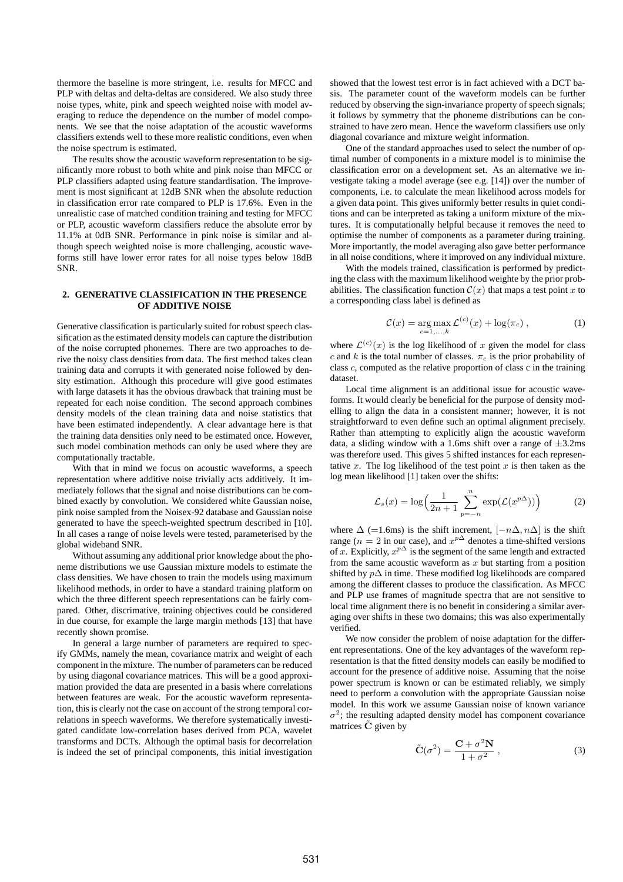thermore the baseline is more stringent, i.e. results for MFCC and PLP with deltas and delta-deltas are considered. We also study three noise types, white, pink and speech weighted noise with model averaging to reduce the dependence on the number of model components. We see that the noise adaptation of the acoustic waveforms classifiers extends well to these more realistic conditions, even when the noise spectrum is estimated.

The results show the acoustic waveform representation to be significantly more robust to both white and pink noise than MFCC or PLP classifiers adapted using feature standardisation. The improvement is most significant at 12dB SNR when the absolute reduction in classification error rate compared to PLP is 17.6%. Even in the unrealistic case of matched condition training and testing for MFCC or PLP, acoustic waveform classifiers reduce the absolute error by 11.1% at 0dB SNR. Performance in pink noise is similar and although speech weighted noise is more challenging, acoustic waveforms still have lower error rates for all noise types below 18dB SNR.

## 2. GENERATIVE CLASSIFICATION IN THE PRESENCE OF ADDITIVE NOISE

Generative classification is particularly suited for robust speech classification as the estimated density models can capture the distribution of the noise corrupted phonemes. There are two approaches to derive the noisy class densities from data. The first method takes clean training data and corrupts it with generated noise followed by density estimation. Although this procedure will give good estimates with large datasets it has the obvious drawback that training must be repeated for each noise condition. The second approach combines density models of the clean training data and noise statistics that have been estimated independently. A clear advantage here is that the training data densities only need to be estimated once. However, such model combination methods can only be used where they are computationally tractable.

With that in mind we focus on acoustic waveforms, a speech representation where additive noise trivially acts additively. It immediately follows that the signal and noise distributions can be combined exactly by convolution. We considered white Gaussian noise, pink noise sampled from the Noisex-92 database and Gaussian noise generated to have the speech-weighted spectrum described in [10]. In all cases a range of noise levels were tested, parameterised by the global wideband SNR.

Without assuming any additional prior knowledge about the phoneme distributions we use Gaussian mixture models to estimate the class densities. We have chosen to train the models using maximum likelihood methods, in order to have a standard training platform on which the three different speech representations can be fairly compared. Other, discriminative, training objectives could be considered in due course, for example the large margin methods [13] that have recently shown promise.

In general a large number of parameters are required to specify GMMs, namely the mean, covariance matrix and weight of each component in the mixture. The number of parameters can be reduced by using diagonal covariance matrices. This will be a good approximation provided the data are presented in a basis where correlations between features are weak. For the acoustic waveform representation, this is clearly not the case on account of the strong temporal correlations in speech waveforms. We therefore systematically investigated candidate low-correlation bases derived from PCA, wavelet transforms and DCTs. Although the optimal basis for decorrelation is indeed the set of principal components, this initial investigation showed that the lowest test error is in fact achieved with a DCT basis. The parameter count of the waveform models can be further reduced by observing the sign-invariance property of speech signals; it follows by symmetry that the phoneme distributions can be constrained to have zero mean. Hence the waveform classifiers use only diagonal covariance and mixture weight information.

One of the standard approaches used to select the number of optimal number of components in a mixture model is to minimise the classification error on a development set. As an alternative we investigate taking a model average (see e.g. [14]) over the number of components, i.e. to calculate the mean likelihood across models for a given data point. This gives uniformly better results in quiet conditions and can be interpreted as taking a uniform mixture of the mixtures. It is computationally helpful because it removes the need to optimise the number of components as a parameter during training. More importantly, the model averaging also gave better performance in all noise conditions, where it improved on any individual mixture.

With the models trained, classification is performed by predicting the class with the maximum likelihood weighte by the prior probabilities. The classification function $\mathcal{C}(x)$ that maps a test point $x$ to a corresponding class label is defined as

$$\mathcal{C}(x) = \underset{c=1,\ldots,k}{\arg\max}\, \mathcal{L}^{(c)}(x) + \log(\pi_c)\,, \tag{1}$$

where $\mathcal{L}^{(c)}(x)$ is the log likelihood of $x$ given the model for class $c$ and $k$ is the total number of classes. $\pi_c$ is the prior probability of class $c$, computed as the relative proportion of class c in the training dataset.

Local time alignment is an additional issue for acoustic waveforms. It would clearly be beneficial for the purpose of density modelling to align the data in a consistent manner; however, it is not straightforward to even define such an optimal alignment precisely. Rather than attempting to explicitly align the acoustic waveform data, a sliding window with a 1.6ms shift over a range of $\pm 3.2$ms was therefore used. This gives 5 shifted instances for each representative $x$. The log likelihood of the test point $x$ is then taken as the log mean likelihood [1] taken over the shifts:

$$\mathcal{L}_s(x) = \log\Big(\frac{1}{2n+1}\sum_{p=-n}^{n}\exp(\mathcal{L}(x^{p\Delta}))\Big) \tag{2}$$

where $\Delta$ (=1.6ms) is the shift increment, $[-n\Delta, n\Delta]$ is the shift range ($n = 2$ in our case), and $x^{p\Delta}$ denotes a time-shifted versions of $x$. Explicitly, $x^{p\Delta}$ is the segment of the same length and extracted from the same acoustic waveform as $x$ but starting from a position shifted by $p\Delta$ in time. These modified log likelihoods are compared among the different classes to produce the classification. As MFCC and PLP use frames of magnitude spectra that are not sensitive to local time alignment there is no benefit in considering a similar averaging over shifts in these two domains; this was also experimentally verified.

We now consider the problem of noise adaptation for the different representations. One of the key advantages of the waveform representation is that the fitted density models can easily be modified to account for the presence of additive noise. Assuming that the noise power spectrum is known or can be estimated reliably, we simply need to perform a convolution with the appropriate Gaussian noise model. In this work we assume Gaussian noise of known variance $\sigma^2$; the resulting adapted density model has component covariance matrices $\tilde{\mathbf{C}}$ given by

$$\tilde{\mathbf{C}}(\sigma^2) = \frac{\mathbf{C} + \sigma^2\mathbf{N}}{1+\sigma^2}\,, \tag{3}$$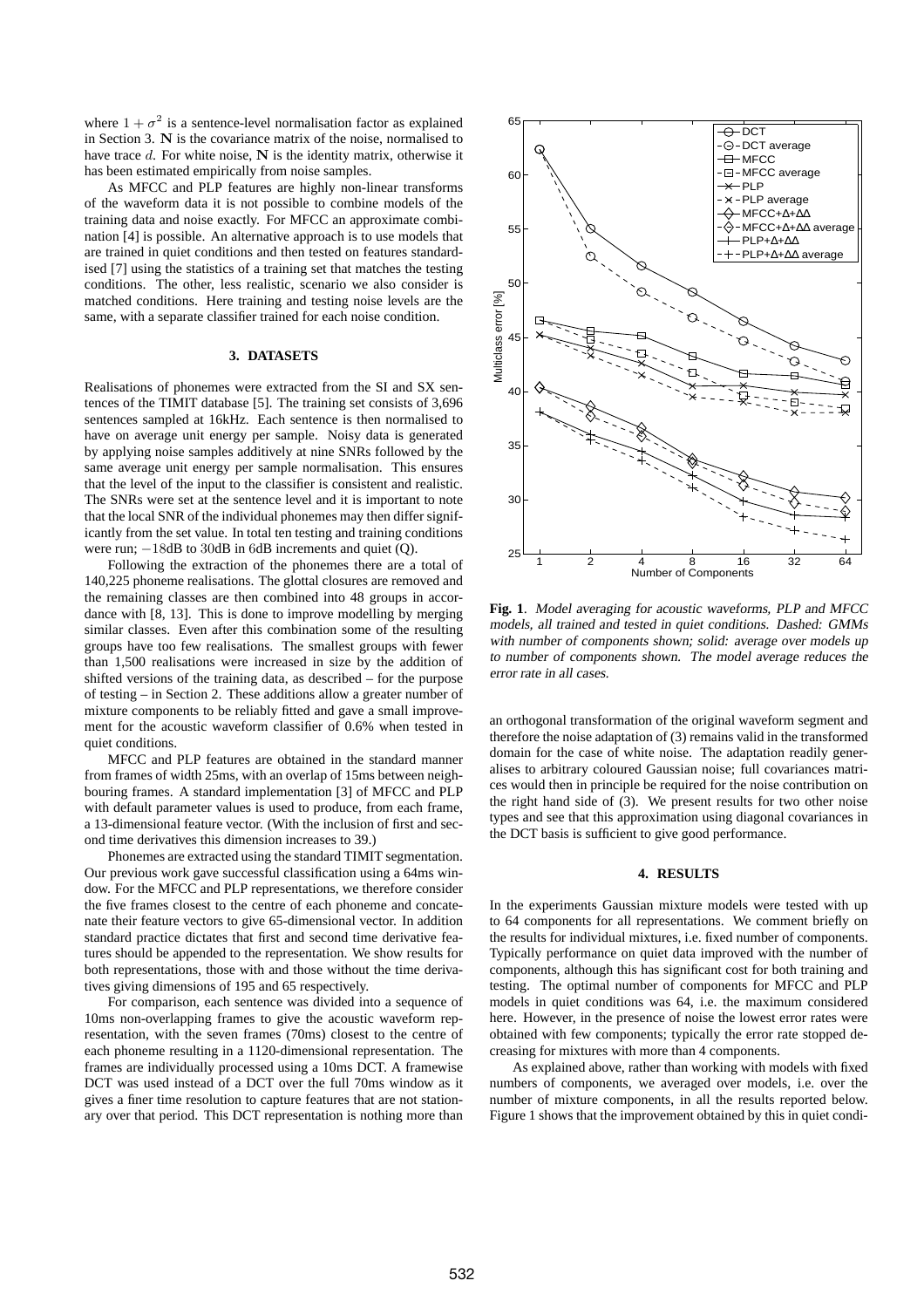where $1 + \sigma^2$ is a sentence-level normalisation factor as explained in Section 3. $\mathbf{N}$ is the covariance matrix of the noise, normalised to have trace $d$. For white noise, $\mathbf{N}$ is the identity matrix, otherwise it has been estimated empirically from noise samples.

As MFCC and PLP features are highly non-linear transforms of the waveform data it is not possible to combine models of the training data and noise exactly. For MFCC an approximate combination [4] is possible. An alternative approach is to use models that are trained in quiet conditions and then tested on features standardised [7] using the statistics of a training set that matches the testing conditions. The other, less realistic, scenario we also consider is matched conditions. Here training and testing noise levels are the same, with a separate classifier trained for each noise condition.

### 3. DATASETS

Realisations of phonemes were extracted from the SI and SX sentences of the TIMIT database [5]. The training set consists of 3,696 sentences sampled at 16kHz. Each sentence is then normalised to have on average unit energy per sample. Noisy data is generated by applying noise samples additively at nine SNRs followed by the same average unit energy per sample normalisation. This ensures that the level of the input to the classifier is consistent and realistic. The SNRs were set at the sentence level and it is important to note that the local SNR of the individual phonemes may then differ significantly from the set value. In total ten testing and training conditions were run; $-18$dB to $30$dB in $6$dB increments and quiet (Q).

Following the extraction of the phonemes there are a total of 140,225 phoneme realisations. The glottal closures are removed and the remaining classes are then combined into 48 groups in accordance with [8, 13]. This is done to improve modelling by merging similar classes. Even after this combination some of the resulting groups have too few realisations. The smallest groups with fewer than 1,500 realisations were increased in size by the addition of shifted versions of the training data, as described – for the purpose of testing – in Section 2. These additions allow a greater number of mixture components to be reliably fitted and gave a small improvement for the acoustic waveform classifier of 0.6% when tested in quiet conditions.

MFCC and PLP features are obtained in the standard manner from frames of width 25ms, with an overlap of 15ms between neighbouring frames. A standard implementation [3] of MFCC and PLP with default parameter values is used to produce, from each frame, a 13-dimensional feature vector. (With the inclusion of first and second time derivatives this dimension increases to 39.)

Phonemes are extracted using the standard TIMIT segmentation. Our previous work gave successful classification using a 64ms window. For the MFCC and PLP representations, we therefore consider the five frames closest to the centre of each phoneme and concatenate their feature vectors to give 65-dimensional vector. In addition standard practice dictates that first and second time derivative features should be appended to the representation. We show results for both representations, those with and those without the time derivatives giving dimensions of 195 and 65 respectively.

For comparison, each sentence was divided into a sequence of 10ms non-overlapping frames to give the acoustic waveform representation, with the seven frames (70ms) closest to the centre of each phoneme resulting in a 1120-dimensional representation. The frames are individually processed using a 10ms DCT. A framewise DCT was used instead of a DCT over the full 70ms window as it gives a finer time resolution to capture features that are not stationary over that period. This DCT representation is nothing more than an orthogonal transformation of the original waveform segment and therefore the noise adaptation of (3) remains valid in the transformed domain for the case of white noise. The adaptation readily generalises to arbitrary coloured Gaussian noise; full covariances matrices would then in principle be required for the noise contribution on the right hand side of (3). We present results for two other noise types and see that this approximation using diagonal covariances in the DCT basis is sufficient to give good performance.

**Fig. 1**. *Model averaging for acoustic waveforms, PLP and MFCC models, all trained and tested in quiet conditions. Dashed: GMMs with number of components shown; solid: average over models up to number of components shown. The model average reduces the error rate in all cases.*

### 4. RESULTS

In the experiments Gaussian mixture models were tested with up to 64 components for all representations. We comment briefly on the results for individual mixtures, i.e. fixed number of components. Typically performance on quiet data improved with the number of components, although this has significant cost for both training and testing. The optimal number of components for MFCC and PLP models in quiet conditions was 64, i.e. the maximum considered here. However, in the presence of noise the lowest error rates were obtained with few components; typically the error rate stopped decreasing for mixtures with more than 4 components.

As explained above, rather than working with models with fixed numbers of components, we averaged over models, i.e. over the number of mixture components, in all the results reported below. Figure 1 shows that the improvement obtained by this in quiet condi-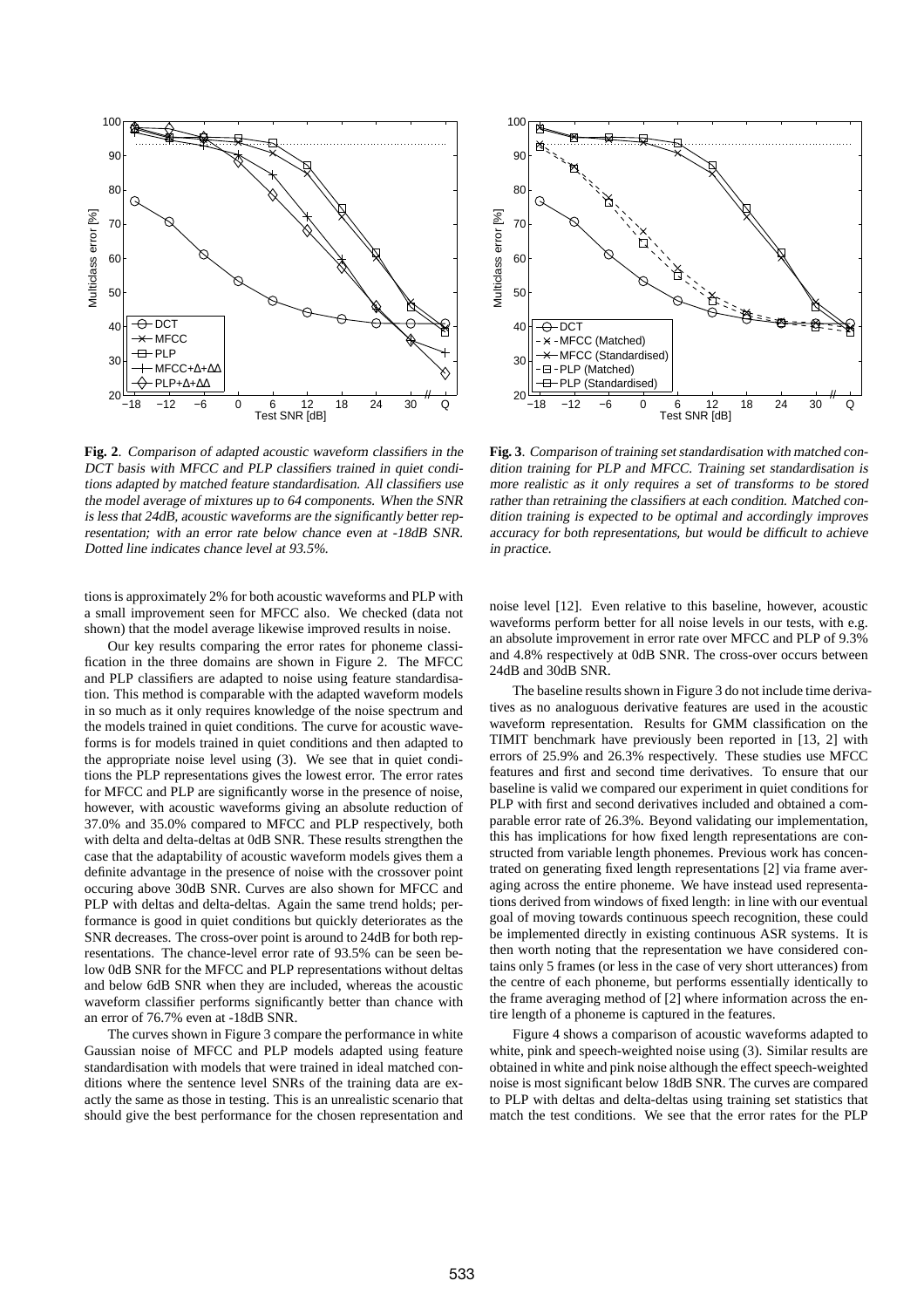**Fig. 2**. *Comparison of adapted acoustic waveform classifiers in the DCT basis with MFCC and PLP classifiers trained in quiet conditions adapted by matched feature standardisation. All classifiers use the model average of mixtures up to 64 components. When the SNR is less that 24dB, acoustic waveforms are the significantly better representation; with an error rate below chance even at -18dB SNR. Dotted line indicates chance level at 93.5%.*

**Fig. 3**. *Comparison of training set standardisation with matched condition training for PLP and MFCC. Training set standardisation is more realistic as it only requires a set of transforms to be stored rather than retraining the classifiers at each condition. Matched condition training is expected to be optimal and accordingly improves accuracy for both representations, but would be difficult to achieve in practice.*

tions is approximately 2% for both acoustic waveforms and PLP with a small improvement seen for MFCC also. We checked (data not shown) that the model average likewise improved results in noise.

Our key results comparing the error rates for phoneme classification in the three domains are shown in Figure 2. The MFCC and PLP classifiers are adapted to noise using feature standardisation. This method is comparable with the adapted waveform models in so much as it only requires knowledge of the noise spectrum and the models trained in quiet conditions. The curve for acoustic waveforms is for models trained in quiet conditions and then adapted to the appropriate noise level using (3). We see that in quiet conditions the PLP representations gives the lowest error. The error rates for MFCC and PLP are significantly worse in the presence of noise, however, with acoustic waveforms giving an absolute reduction of 37.0% and 35.0% compared to MFCC and PLP respectively, both with delta and delta-deltas at 0dB SNR. These results strengthen the case that the adaptability of acoustic waveform models gives them a definite advantage in the presence of noise with the crossover point occuring above 30dB SNR. Curves are also shown for MFCC and PLP with deltas and delta-deltas. Again the same trend holds; performance is good in quiet conditions but quickly deteriorates as the SNR decreases. The cross-over point is around to 24dB for both representations. The chance-level error rate of 93.5% can be seen below 0dB SNR for the MFCC and PLP representations without deltas and below 6dB SNR when they are included, whereas the acoustic waveform classifier performs significantly better than chance with an error of 76.7% even at -18dB SNR.

The curves shown in Figure 3 compare the performance in white Gaussian noise of MFCC and PLP models adapted using feature standardisation with models that were trained in ideal matched conditions where the sentence level SNRs of the training data are exactly the same as those in testing. This is an unrealistic scenario that should give the best performance for the chosen representation and noise level [12]. Even relative to this baseline, however, acoustic waveforms perform better for all noise levels in our tests, with e.g. an absolute improvement in error rate over MFCC and PLP of 9.3% and 4.8% respectively at 0dB SNR. The cross-over occurs between 24dB and 30dB SNR.

The baseline results shown in Figure 3 do not include time derivatives as no analoguous derivative features are used in the acoustic waveform representation. Results for GMM classification on the TIMIT benchmark have previously been reported in [13, 2] with errors of 25.9% and 26.3% respectively. These studies use MFCC features and first and second time derivatives. To ensure that our baseline is valid we compared our experiment in quiet conditions for PLP with first and second derivatives included and obtained a comparable error rate of 26.3%. Beyond validating our implementation, this has implications for how fixed length representations are constructed from variable length phonemes. Previous work has concentrated on generating fixed length representations [2] via frame averaging across the entire phoneme. We have instead used representations derived from windows of fixed length: in line with our eventual goal of moving towards continuous speech recognition, these could be implemented directly in existing continuous ASR systems. It is then worth noting that the representation we have considered contains only 5 frames (or less in the case of very short utterances) from the centre of each phoneme, but performs essentially identically to the frame averaging method of [2] where information across the entire length of a phoneme is captured in the features.

Figure 4 shows a comparison of acoustic waveforms adapted to white, pink and speech-weighted noise using (3). Similar results are obtained in white and pink noise although the effect speech-weighted noise is most significant below 18dB SNR. The curves are compared to PLP with deltas and delta-deltas using training set statistics that match the test conditions. We see that the error rates for the PLP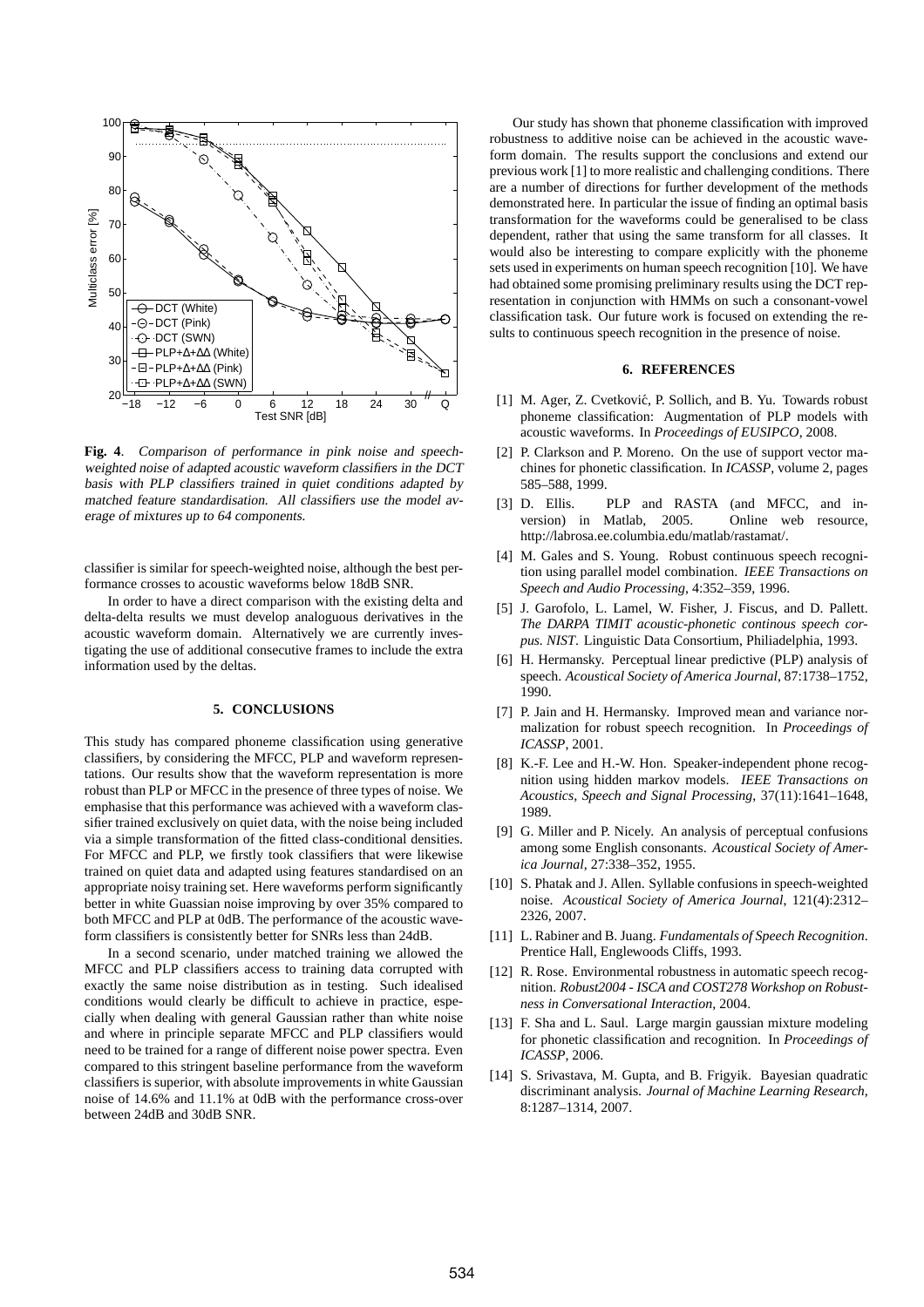100

90

80

70

60

50

40

30

20

Multiclass error [%]

−18 −12 −6 0 6 12 18 24 30 Q

Test SNR [dB]

DCT (White)

DCT (Pink)

DCT (SWN)

PLP+Δ+ΔΔ (White)

PLP+Δ+ΔΔ (Pink)

PLP+Δ+ΔΔ (SWN)

**Fig. 4**. *Comparison of performance in pink noise and speech-weighted noise of adapted acoustic waveform classifiers in the DCT basis with PLP classifiers trained in quiet conditions adapted by matched feature standardisation. All classifiers use the model average of mixtures up to 64 components.*

classifier is similar for speech-weighted noise, although the best performance crosses to acoustic waveforms below 18dB SNR.

In order to have a direct comparison with the existing delta and delta-delta results we must develop analoguous derivatives in the acoustic waveform domain. Alternatively we are currently investigating the use of additional consecutive frames to include the extra information used by the deltas.

## 5. CONCLUSIONS

This study has compared phoneme classification using generative classifiers, by considering the MFCC, PLP and waveform representations. Our results show that the waveform representation is more robust than PLP or MFCC in the presence of three types of noise. We emphasise that this performance was achieved with a waveform classifier trained exclusively on quiet data, with the noise being included via a simple transformation of the fitted class-conditional densities. For MFCC and PLP, we firstly took classifiers that were likewise trained on quiet data and adapted using features standardised on an appropriate noisy training set. Here waveforms perform significantly better in white Guassian noise improving by over 35% compared to both MFCC and PLP at 0dB. The performance of the acoustic waveform classifiers is consistently better for SNRs less than 24dB.

In a second scenario, under matched training we allowed the MFCC and PLP classifiers access to training data corrupted with exactly the same noise distribution as in testing. Such idealised conditions would clearly be difficult to achieve in practice, especially when dealing with general Gaussian rather than white noise and where in principle separate MFCC and PLP classifiers would need to be trained for a range of different noise power spectra. Even compared to this stringent baseline performance from the waveform classifiers is superior, with absolute improvements in white Gaussian noise of 14.6% and 11.1% at 0dB with the performance cross-over between 24dB and 30dB SNR.

Our study has shown that phoneme classification with improved robustness to additive noise can be achieved in the acoustic waveform domain. The results support the conclusions and extend our previous work [1] to more realistic and challenging conditions. There are a number of directions for further development of the methods demonstrated here. In particular the issue of finding an optimal basis transformation for the waveforms could be generalised to be class dependent, rather that using the same transform for all classes. It would also be interesting to compare explicitly with the phoneme sets used in experiments on human speech recognition [10]. We have had obtained some promising preliminary results using the DCT representation in conjunction with HMMs on such a consonant-vowel classification task. Our future work is focused on extending the results to continuous speech recognition in the presence of noise.

## 6. REFERENCES

[1] M. Ager, Z. Cvetković, P. Sollich, and B. Yu. Towards robust phoneme classification: Augmentation of PLP models with acoustic waveforms. In *Proceedings of EUSIPCO*, 2008.

[2] P. Clarkson and P. Moreno. On the use of support vector machines for phonetic classification. In *ICASSP*, volume 2, pages 585–588, 1999.

[3] D. Ellis. PLP and RASTA (and MFCC, and inversion) in Matlab, 2005. Online web resource, http://labrosa.ee.columbia.edu/matlab/rastamat/.

[4] M. Gales and S. Young. Robust continuous speech recognition using parallel model combination. *IEEE Transactions on Speech and Audio Processing*, 4:352–359, 1996.

[5] J. Garofolo, L. Lamel, W. Fisher, J. Fiscus, and D. Pallett. *The DARPA TIMIT acoustic-phonetic continous speech corpus. NIST*. Linguistic Data Consortium, Philiadelphia, 1993.

[6] H. Hermansky. Perceptual linear predictive (PLP) analysis of speech. *Acoustical Society of America Journal*, 87:1738–1752, 1990.

[7] P. Jain and H. Hermansky. Improved mean and variance normalization for robust speech recognition. In *Proceedings of ICASSP*, 2001.

[8] K.-F. Lee and H.-W. Hon. Speaker-independent phone recognition using hidden markov models. *IEEE Transactions on Acoustics, Speech and Signal Processing*, 37(11):1641–1648, 1989.

[9] G. Miller and P. Nicely. An analysis of perceptual confusions among some English consonants. *Acoustical Society of America Journal*, 27:338–352, 1955.

[10] S. Phatak and J. Allen. Syllable confusions in speech-weighted noise. *Acoustical Society of America Journal*, 121(4):2312–2326, 2007.

[11] L. Rabiner and B. Juang. *Fundamentals of Speech Recognition*. Prentice Hall, Englewoods Cliffs, 1993.

[12] R. Rose. Environmental robustness in automatic speech recognition. *Robust2004 - ISCA and COST278 Workshop on Robustness in Conversational Interaction*, 2004.

[13] F. Sha and L. Saul. Large margin gaussian mixture modeling for phonetic classification and recognition. In *Proceedings of ICASSP*, 2006.

[14] S. Srivastava, M. Gupta, and B. Frigyik. Bayesian quadratic discriminant analysis. *Journal of Machine Learning Research*, 8:1287–1314, 2007.